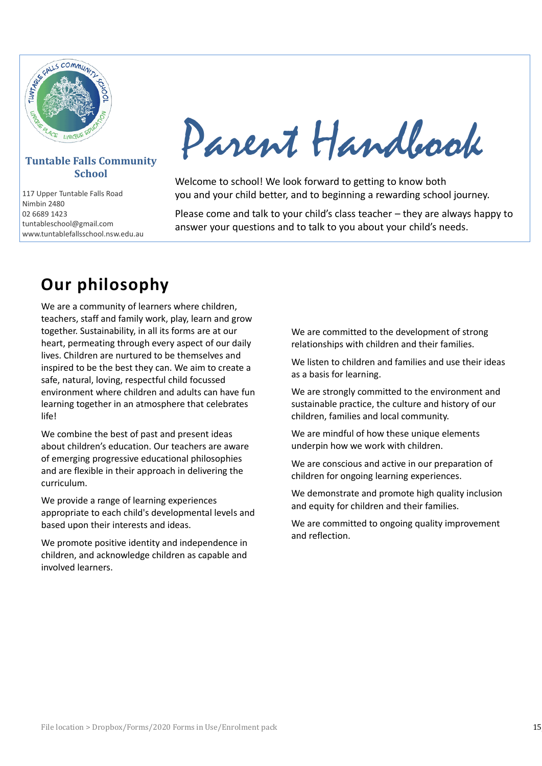**Tuntable Falls Community School**

117 Upper Tuntable Falls Road
Nimbin 2480
02 6689 1423
tuntableschool@gmail.com
www.tuntablefallsschool.nsw.edu.au

# Parent Handbook

Welcome to school! We look forward to getting to know both you and your child better, and to beginning a rewarding school journey.

Please come and talk to your child's class teacher – they are always happy to answer your questions and to talk to you about your child's needs.

## Our philosophy

We are a community of learners where children, teachers, staff and family work, play, learn and grow together. Sustainability, in all its forms are at our heart, permeating through every aspect of our daily lives. Children are nurtured to be themselves and inspired to be the best they can. We aim to create a safe, natural, loving, respectful child focussed environment where children and adults can have fun learning together in an atmosphere that celebrates life!

We combine the best of past and present ideas about children's education. Our teachers are aware of emerging progressive educational philosophies and are flexible in their approach in delivering the curriculum.

We provide a range of learning experiences appropriate to each child's developmental levels and based upon their interests and ideas.

We promote positive identity and independence in children, and acknowledge children as capable and involved learners.

We are committed to the development of strong relationships with children and their families.

We listen to children and families and use their ideas as a basis for learning.

We are strongly committed to the environment and sustainable practice, the culture and history of our children, families and local community.

We are mindful of how these unique elements underpin how we work with children.

We are conscious and active in our preparation of children for ongoing learning experiences.

We demonstrate and promote high quality inclusion and equity for children and their families.

We are committed to ongoing quality improvement and reflection.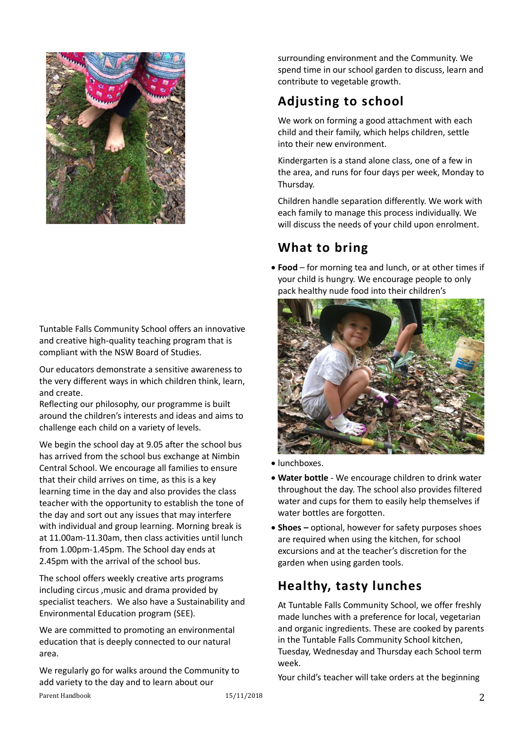Tuntable Falls Community School offers an innovative and creative high-quality teaching program that is compliant with the NSW Board of Studies.

Our educators demonstrate a sensitive awareness to the very different ways in which children think, learn, and create.
Reflecting our philosophy, our programme is built around the children's interests and ideas and aims to challenge each child on a variety of levels.

We begin the school day at 9.05 after the school bus has arrived from the school bus exchange at Nimbin Central School. We encourage all families to ensure that their child arrives on time, as this is a key learning time in the day and also provides the class teacher with the opportunity to establish the tone of the day and sort out any issues that may interfere with individual and group learning. Morning break is at 11.00am-11.30am, then class activities until lunch from 1.00pm-1.45pm. The School day ends at 2.45pm with the arrival of the school bus.

The school offers weekly creative arts programs including circus ,music and drama provided by specialist teachers. We also have a Sustainability and Environmental Education program (SEE).

We are committed to promoting an environmental education that is deeply connected to our natural area.

We regularly go for walks around the Community to add variety to the day and to learn about our surrounding environment and the Community. We spend time in our school garden to discuss, learn and contribute to vegetable growth.

## Adjusting to school

We work on forming a good attachment with each child and their family, which helps children, settle into their new environment.

Kindergarten is a stand alone class, one of a few in the area, and runs for four days per week, Monday to Thursday.

Children handle separation differently. We work with each family to manage this process individually. We will discuss the needs of your child upon enrolment.

## What to bring

- **Food** – for morning tea and lunch, or at other times if your child is hungry. We encourage people to only pack healthy nude food into their children's
- lunchboxes.
- **Water bottle** - We encourage children to drink water throughout the day. The school also provides filtered water and cups for them to easily help themselves if water bottles are forgotten.
- **Shoes –** optional, however for safety purposes shoes are required when using the kitchen, for school excursions and at the teacher's discretion for the garden when using garden tools.

## Healthy, tasty lunches

At Tuntable Falls Community School, we offer freshly made lunches with a preference for local, vegetarian and organic ingredients. These are cooked by parents in the Tuntable Falls Community School kitchen, Tuesday, Wednesday and Thursday each School term week.

Your child's teacher will take orders at the beginning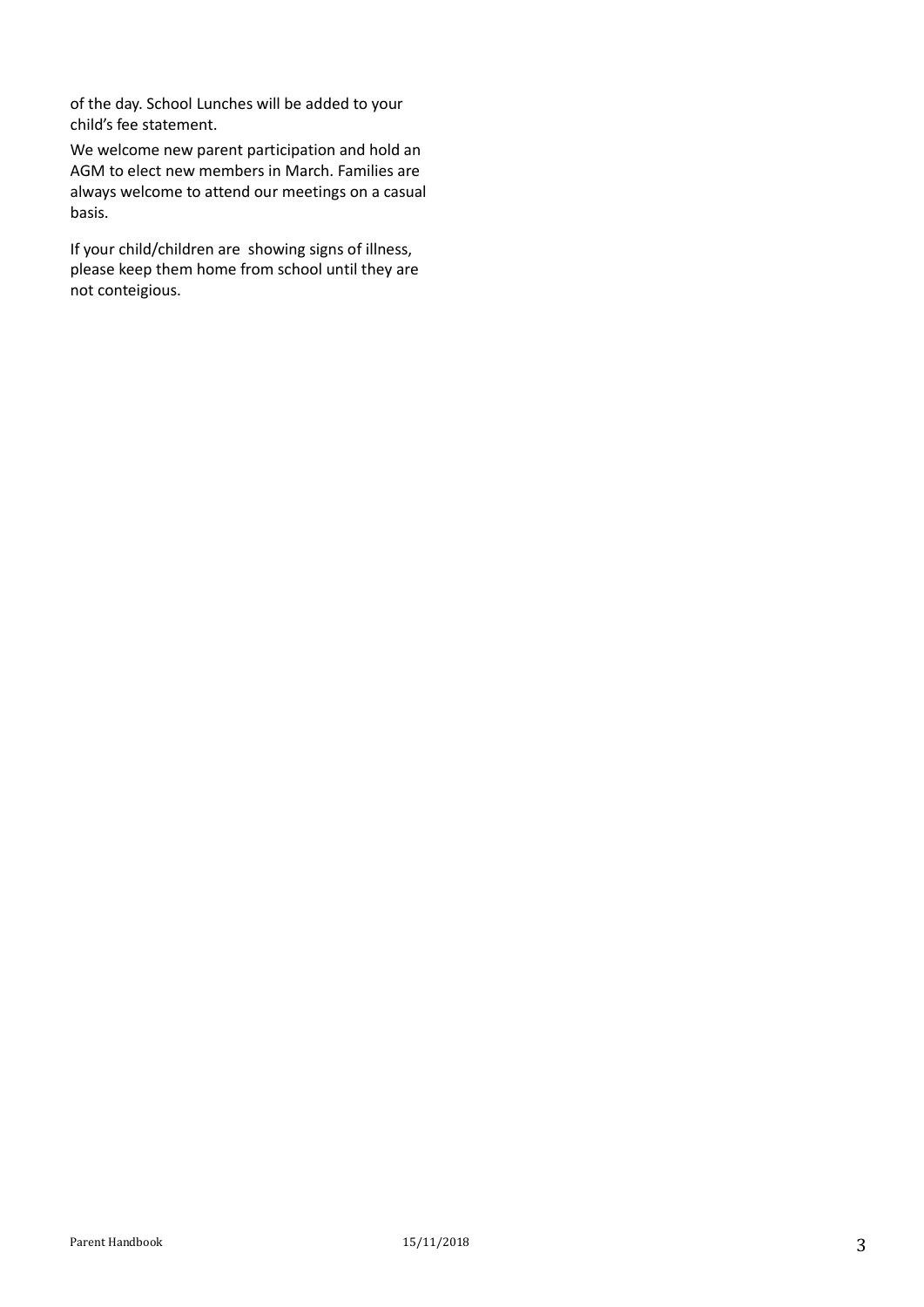of the day. School Lunches will be added to your child's fee statement.

We welcome new parent participation and hold an AGM to elect new members in March. Families are always welcome to attend our meetings on a casual basis.

If your child/children are showing signs of illness, please keep them home from school until they are not conteigious.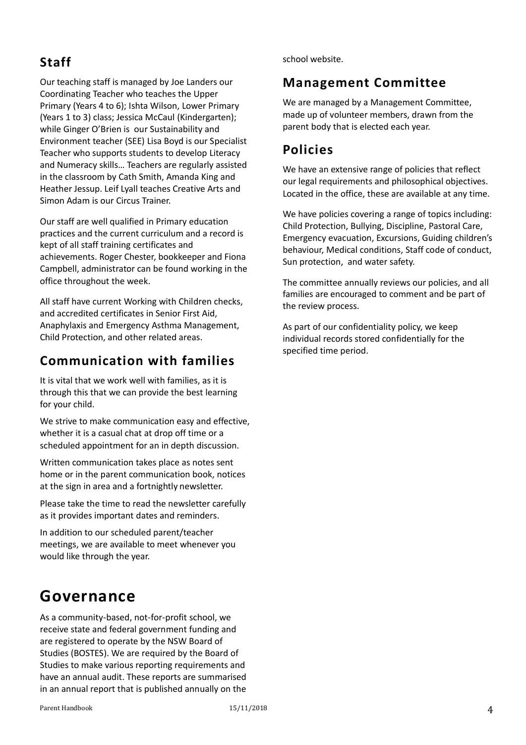## Staff

Our teaching staff is managed by Joe Landers our Coordinating Teacher who teaches the Upper Primary (Years 4 to 6); Ishta Wilson, Lower Primary (Years 1 to 3) class; Jessica McCaul (Kindergarten); while Ginger O'Brien is our Sustainability and Environment teacher (SEE) Lisa Boyd is our Specialist Teacher who supports students to develop Literacy and Numeracy skills… Teachers are regularly assisted in the classroom by Cath Smith, Amanda King and Heather Jessup. Leif Lyall teaches Creative Arts and Simon Adam is our Circus Trainer.

Our staff are well qualified in Primary education practices and the current curriculum and a record is kept of all staff training certificates and achievements. Roger Chester, bookkeeper and Fiona Campbell, administrator can be found working in the office throughout the week.

All staff have current Working with Children checks, and accredited certificates in Senior First Aid, Anaphylaxis and Emergency Asthma Management, Child Protection, and other related areas.

## Communication with families

It is vital that we work well with families, as it is through this that we can provide the best learning for your child.

We strive to make communication easy and effective, whether it is a casual chat at drop off time or a scheduled appointment for an in depth discussion.

Written communication takes place as notes sent home or in the parent communication book, notices at the sign in area and a fortnightly newsletter.

Please take the time to read the newsletter carefully as it provides important dates and reminders.

In addition to our scheduled parent/teacher meetings, we are available to meet whenever you would like through the year.

# Governance

As a community-based, not-for-profit school, we receive state and federal government funding and are registered to operate by the NSW Board of Studies (BOSTES). We are required by the Board of Studies to make various reporting requirements and have an annual audit. These reports are summarised in an annual report that is published annually on the school website.

## Management Committee

We are managed by a Management Committee, made up of volunteer members, drawn from the parent body that is elected each year.

## Policies

We have an extensive range of policies that reflect our legal requirements and philosophical objectives. Located in the office, these are available at any time.

We have policies covering a range of topics including: Child Protection, Bullying, Discipline, Pastoral Care, Emergency evacuation, Excursions, Guiding children's behaviour, Medical conditions, Staff code of conduct, Sun protection, and water safety.

The committee annually reviews our policies, and all families are encouraged to comment and be part of the review process.

As part of our confidentiality policy, we keep individual records stored confidentially for the specified time period.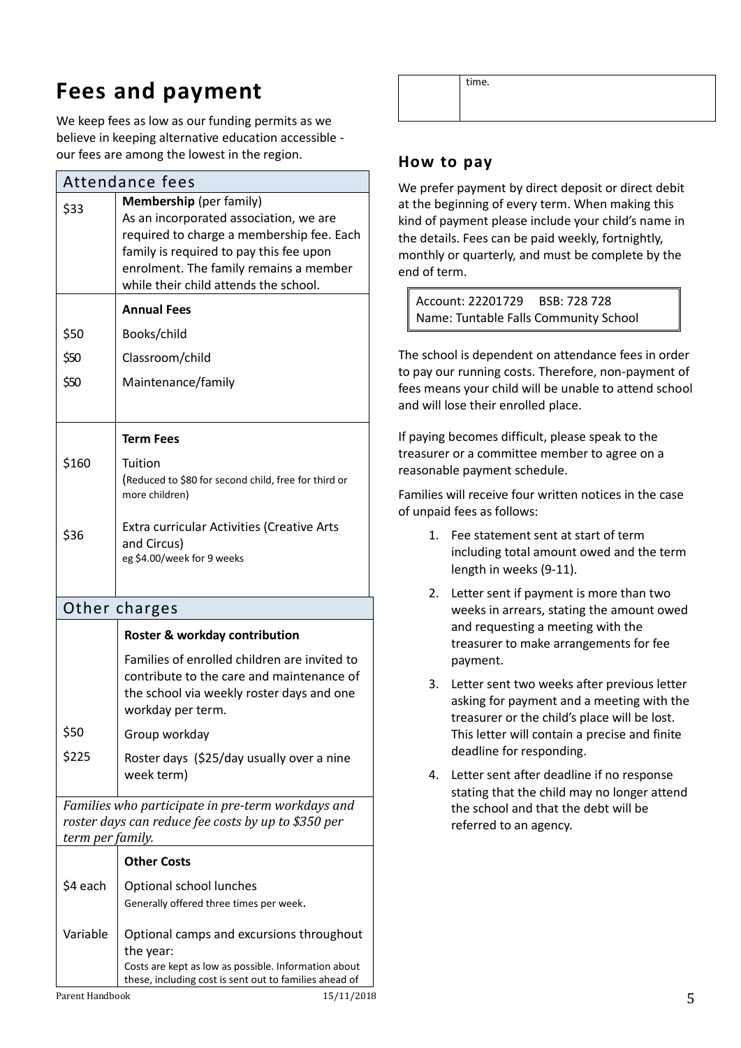# Fees and payment

We keep fees as low as our funding permits as we believe in keeping alternative education accessible - our fees are among the lowest in the region.

| Attendance fees | |
|---|---|
| $33 | **Membership** (per family)<br>As an incorporated association, we are required to charge a membership fee. Each family is required to pay this fee upon enrolment. The family remains a member while their child attends the school. |
| | **Annual Fees** |
| $50 | Books/child |
| $50 | Classroom/child |
| $50 | Maintenance/family |
| | **Term Fees** |
| $160 | Tuition<br>(Reduced to $80 for second child, free for third or more children) |
| $36 | Extra curricular Activities (Creative Arts and Circus)<br>eg $4.00/week for 9 weeks |

| Other charges | |
|---|---|
| | **Roster & workday contribution** |
| | Families of enrolled children are invited to contribute to the care and maintenance of the school via weekly roster days and one workday per term. |
| $50 | Group workday |
| $225 | Roster days ($25/day usually over a nine week term) |
| *Families who participate in pre-term workdays and roster days can reduce fee costs by up to $350 per term per family.* | |
| | **Other Costs** |
| $4 each | Optional school lunches<br>Generally offered three times per week. |
| Variable | Optional camps and excursions throughout the year:<br>Costs are kept as low as possible. Information about these, including cost is sent out to families ahead of time. |

## How to pay

We prefer payment by direct deposit or direct debit at the beginning of every term. When making this kind of payment please include your child's name in the details. Fees can be paid weekly, fortnightly, monthly or quarterly, and must be complete by the end of term.

> Account: 22201729 BSB: 728 728
> Name: Tuntable Falls Community School

The school is dependent on attendance fees in order to pay our running costs. Therefore, non-payment of fees means your child will be unable to attend school and will lose their enrolled place.

If paying becomes difficult, please speak to the treasurer or a committee member to agree on a reasonable payment schedule.

Families will receive four written notices in the case of unpaid fees as follows:

1. Fee statement sent at start of term including total amount owed and the term length in weeks (9-11).
2. Letter sent if payment is more than two weeks in arrears, stating the amount owed and requesting a meeting with the treasurer to make arrangements for fee payment.
3. Letter sent two weeks after previous letter asking for payment and a meeting with the treasurer or the child's place will be lost. This letter will contain a precise and finite deadline for responding.
4. Letter sent after deadline if no response stating that the child may no longer attend the school and that the debt will be referred to an agency.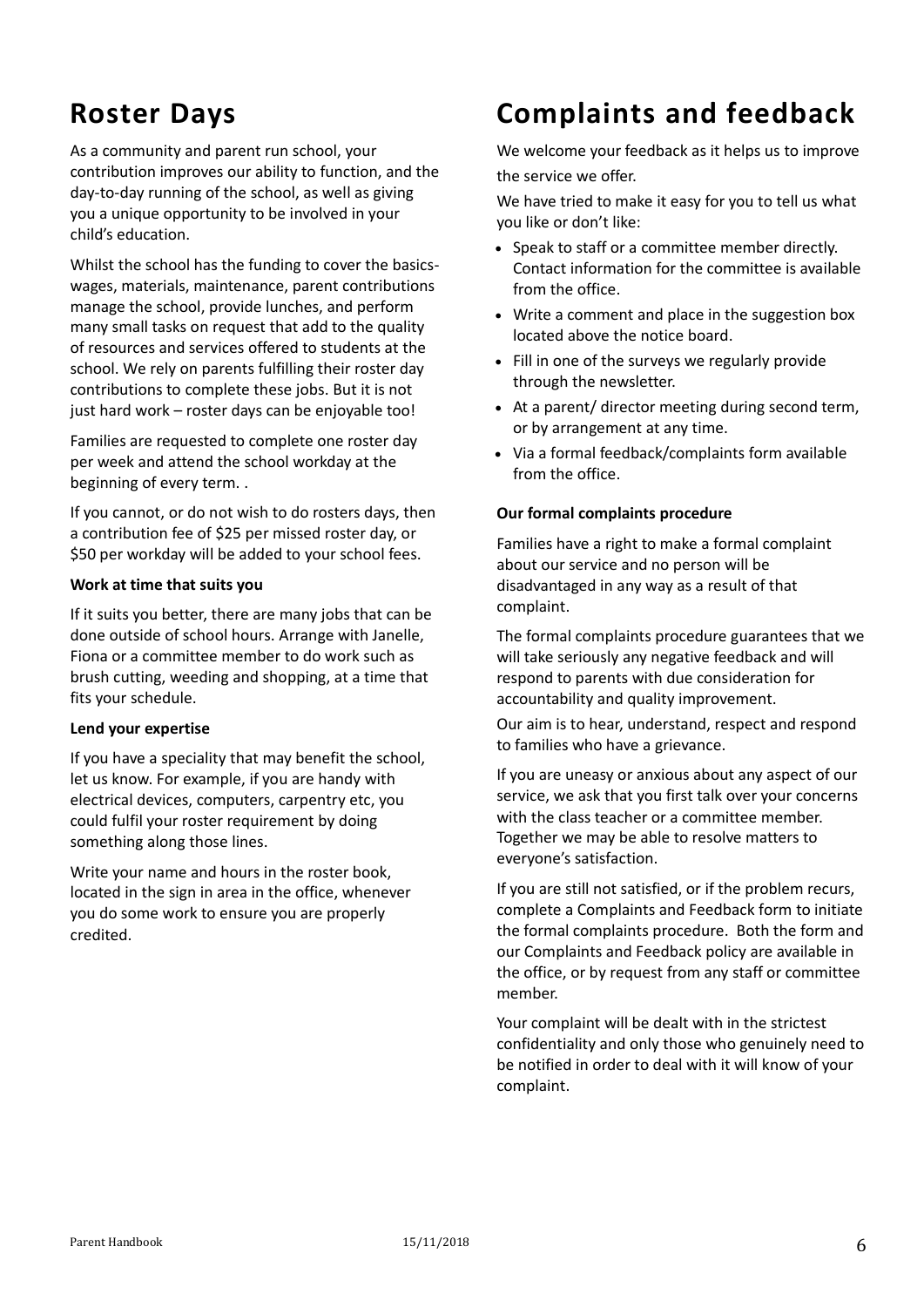# Roster Days

As a community and parent run school, your contribution improves our ability to function, and the day-to-day running of the school, as well as giving you a unique opportunity to be involved in your child's education.

Whilst the school has the funding to cover the basics- wages, materials, maintenance, parent contributions manage the school, provide lunches, and perform many small tasks on request that add to the quality of resources and services offered to students at the school. We rely on parents fulfilling their roster day contributions to complete these jobs. But it is not just hard work – roster days can be enjoyable too!

Families are requested to complete one roster day per week and attend the school workday at the beginning of every term. .

If you cannot, or do not wish to do rosters days, then a contribution fee of $25 per missed roster day, or $50 per workday will be added to your school fees.

**Work at time that suits you**

If it suits you better, there are many jobs that can be done outside of school hours. Arrange with Janelle, Fiona or a committee member to do work such as brush cutting, weeding and shopping, at a time that fits your schedule.

**Lend your expertise**

If you have a speciality that may benefit the school, let us know. For example, if you are handy with electrical devices, computers, carpentry etc, you could fulfil your roster requirement by doing something along those lines.

Write your name and hours in the roster book, located in the sign in area in the office, whenever you do some work to ensure you are properly credited.

# Complaints and feedback

We welcome your feedback as it helps us to improve the service we offer.

We have tried to make it easy for you to tell us what you like or don't like:

- Speak to staff or a committee member directly. Contact information for the committee is available from the office.
- Write a comment and place in the suggestion box located above the notice board.
- Fill in one of the surveys we regularly provide through the newsletter.
- At a parent/ director meeting during second term, or by arrangement at any time.
- Via a formal feedback/complaints form available from the office.

**Our formal complaints procedure**

Families have a right to make a formal complaint about our service and no person will be disadvantaged in any way as a result of that complaint.

The formal complaints procedure guarantees that we will take seriously any negative feedback and will respond to parents with due consideration for accountability and quality improvement.

Our aim is to hear, understand, respect and respond to families who have a grievance.

If you are uneasy or anxious about any aspect of our service, we ask that you first talk over your concerns with the class teacher or a committee member. Together we may be able to resolve matters to everyone's satisfaction.

If you are still not satisfied, or if the problem recurs, complete a Complaints and Feedback form to initiate the formal complaints procedure. Both the form and our Complaints and Feedback policy are available in the office, or by request from any staff or committee member.

Your complaint will be dealt with in the strictest confidentiality and only those who genuinely need to be notified in order to deal with it will know of your complaint.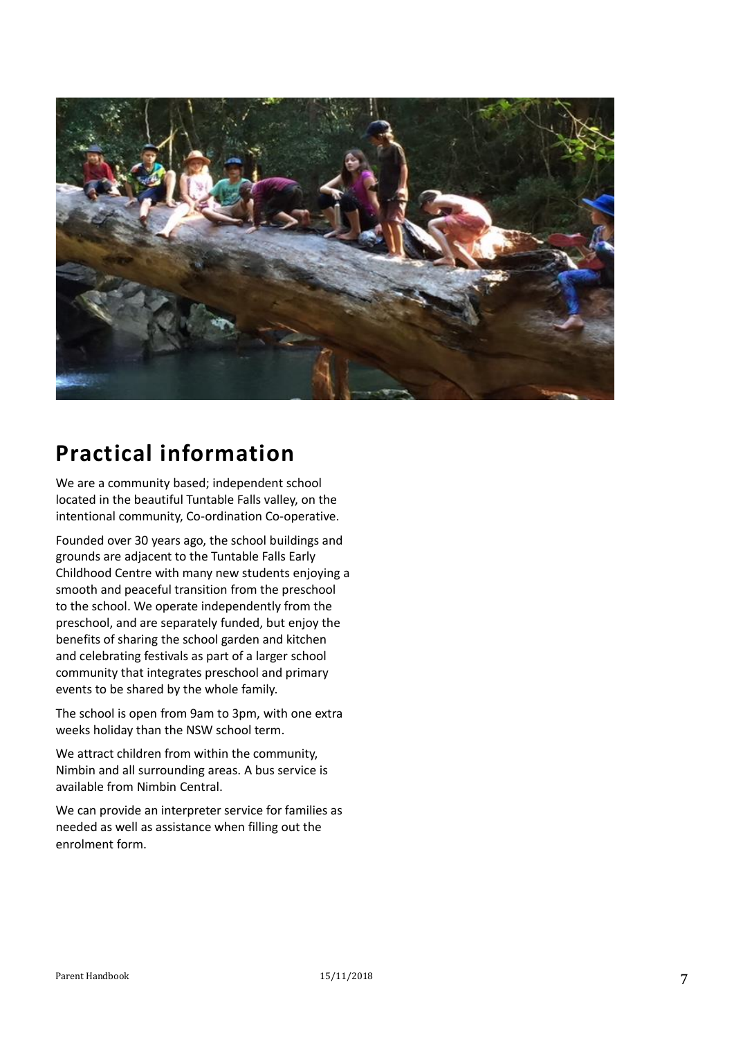## Practical information

We are a community based; independent school located in the beautiful Tuntable Falls valley, on the intentional community, Co-ordination Co-operative.

Founded over 30 years ago, the school buildings and grounds are adjacent to the Tuntable Falls Early Childhood Centre with many new students enjoying a smooth and peaceful transition from the preschool to the school. We operate independently from the preschool, and are separately funded, but enjoy the benefits of sharing the school garden and kitchen and celebrating festivals as part of a larger school community that integrates preschool and primary events to be shared by the whole family.

The school is open from 9am to 3pm, with one extra weeks holiday than the NSW school term.

We attract children from within the community, Nimbin and all surrounding areas. A bus service is available from Nimbin Central.

We can provide an interpreter service for families as needed as well as assistance when filling out the enrolment form.